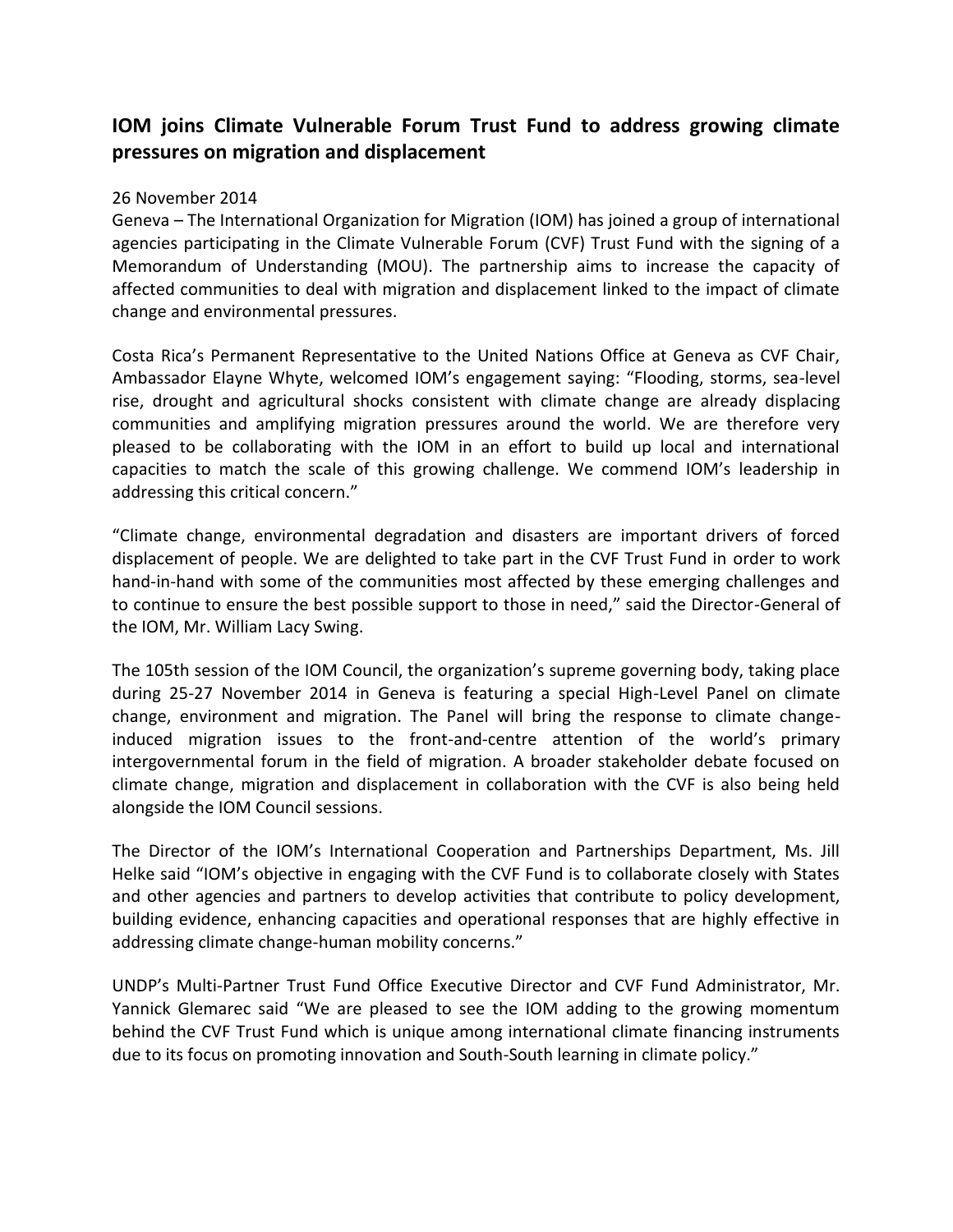## IOM joins Climate Vulnerable Forum Trust Fund to address growing climate pressures on migration and displacement

26 November 2014

Geneva – The International Organization for Migration (IOM) has joined a group of international agencies participating in the Climate Vulnerable Forum (CVF) Trust Fund with the signing of a Memorandum of Understanding (MOU). The partnership aims to increase the capacity of affected communities to deal with migration and displacement linked to the impact of climate change and environmental pressures.

Costa Rica's Permanent Representative to the United Nations Office at Geneva as CVF Chair, Ambassador Elayne Whyte, welcomed IOM's engagement saying: "Flooding, storms, sea-level rise, drought and agricultural shocks consistent with climate change are already displacing communities and amplifying migration pressures around the world. We are therefore very pleased to be collaborating with the IOM in an effort to build up local and international capacities to match the scale of this growing challenge. We commend IOM's leadership in addressing this critical concern."

"Climate change, environmental degradation and disasters are important drivers of forced displacement of people. We are delighted to take part in the CVF Trust Fund in order to work hand-in-hand with some of the communities most affected by these emerging challenges and to continue to ensure the best possible support to those in need," said the Director-General of the IOM, Mr. William Lacy Swing.

The 105th session of the IOM Council, the organization's supreme governing body, taking place during 25-27 November 2014 in Geneva is featuring a special High-Level Panel on climate change, environment and migration. The Panel will bring the response to climate change-induced migration issues to the front-and-centre attention of the world's primary intergovernmental forum in the field of migration. A broader stakeholder debate focused on climate change, migration and displacement in collaboration with the CVF is also being held alongside the IOM Council sessions.

The Director of the IOM's International Cooperation and Partnerships Department, Ms. Jill Helke said "IOM's objective in engaging with the CVF Fund is to collaborate closely with States and other agencies and partners to develop activities that contribute to policy development, building evidence, enhancing capacities and operational responses that are highly effective in addressing climate change-human mobility concerns."

UNDP's Multi-Partner Trust Fund Office Executive Director and CVF Fund Administrator, Mr. Yannick Glemarec said "We are pleased to see the IOM adding to the growing momentum behind the CVF Trust Fund which is unique among international climate financing instruments due to its focus on promoting innovation and South-South learning in climate policy."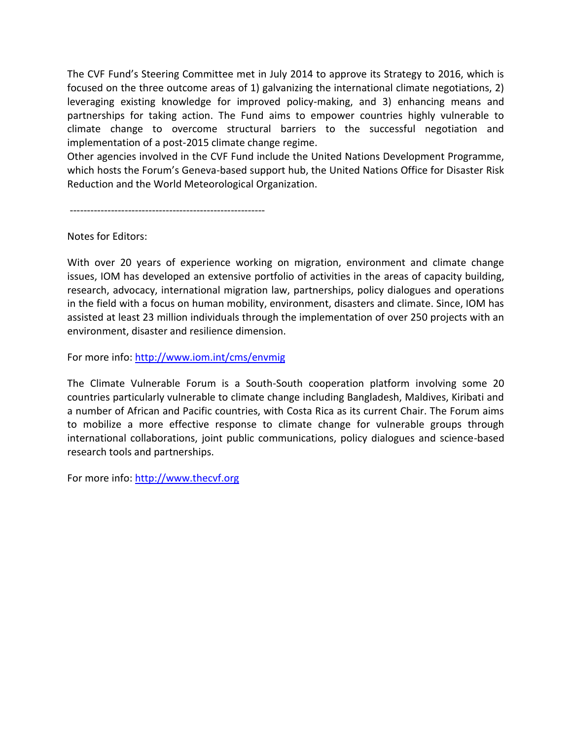The CVF Fund's Steering Committee met in July 2014 to approve its Strategy to 2016, which is focused on the three outcome areas of 1) galvanizing the international climate negotiations, 2) leveraging existing knowledge for improved policy-making, and 3) enhancing means and partnerships for taking action. The Fund aims to empower countries highly vulnerable to climate change to overcome structural barriers to the successful negotiation and implementation of a post-2015 climate change regime.

Other agencies involved in the CVF Fund include the United Nations Development Programme, which hosts the Forum's Geneva-based support hub, the United Nations Office for Disaster Risk Reduction and the World Meteorological Organization.

---------------------------------------------------------

Notes for Editors:

With over 20 years of experience working on migration, environment and climate change issues, IOM has developed an extensive portfolio of activities in the areas of capacity building, research, advocacy, international migration law, partnerships, policy dialogues and operations in the field with a focus on human mobility, environment, disasters and climate. Since, IOM has assisted at least 23 million individuals through the implementation of over 250 projects with an environment, disaster and resilience dimension.

For more info: http://www.iom.int/cms/envmig

The Climate Vulnerable Forum is a South-South cooperation platform involving some 20 countries particularly vulnerable to climate change including Bangladesh, Maldives, Kiribati and a number of African and Pacific countries, with Costa Rica as its current Chair. The Forum aims to mobilize a more effective response to climate change for vulnerable groups through international collaborations, joint public communications, policy dialogues and science-based research tools and partnerships.

For more info: http://www.thecvf.org